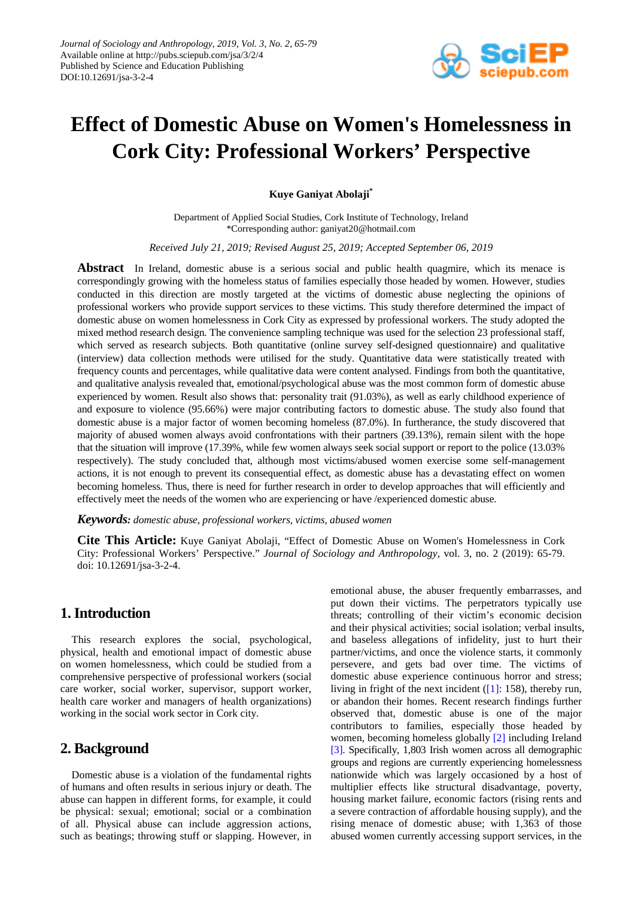# Effect of Domestic Abuse on Women's Homelessness in Cork City: Professional Workers' Perspective

**Kuye Ganiyat Abolaji***

Department of Applied Social Studies, Cork Institute of Technology, Ireland
*Corresponding author: ganiyat20@hotmail.com

*Received July 21, 2019; Revised August 25, 2019; Accepted September 06, 2019*

**Abstract** In Ireland, domestic abuse is a serious social and public health quagmire, which its menace is correspondingly growing with the homeless status of families especially those headed by women. However, studies conducted in this direction are mostly targeted at the victims of domestic abuse neglecting the opinions of professional workers who provide support services to these victims. This study therefore determined the impact of domestic abuse on women homelessness in Cork City as expressed by professional workers. The study adopted the mixed method research design. The convenience sampling technique was used for the selection 23 professional staff, which served as research subjects. Both quantitative (online survey self-designed questionnaire) and qualitative (interview) data collection methods were utilised for the study. Quantitative data were statistically treated with frequency counts and percentages, while qualitative data were content analysed. Findings from both the quantitative, and qualitative analysis revealed that, emotional/psychological abuse was the most common form of domestic abuse experienced by women. Result also shows that: personality trait (91.03%), as well as early childhood experience of and exposure to violence (95.66%) were major contributing factors to domestic abuse. The study also found that domestic abuse is a major factor of women becoming homeless (87.0%). In furtherance, the study discovered that majority of abused women always avoid confrontations with their partners (39.13%), remain silent with the hope that the situation will improve (17.39%, while few women always seek social support or report to the police (13.03% respectively). The study concluded that, although most victims/abused women exercise some self-management actions, it is not enough to prevent its consequential effect, as domestic abuse has a devastating effect on women becoming homeless. Thus, there is need for further research in order to develop approaches that will efficiently and effectively meet the needs of the women who are experiencing or have /experienced domestic abuse.

***Keywords:*** *domestic abuse, professional workers, victims, abused women*

**Cite This Article:** Kuye Ganiyat Abolaji, "Effect of Domestic Abuse on Women's Homelessness in Cork City: Professional Workers' Perspective." *Journal of Sociology and Anthropology*, vol. 3, no. 2 (2019): 65-79. doi: 10.12691/jsa-3-2-4.

## 1. Introduction

This research explores the social, psychological, physical, health and emotional impact of domestic abuse on women homelessness, which could be studied from a comprehensive perspective of professional workers (social care worker, social worker, supervisor, support worker, health care worker and managers of health organizations) working in the social work sector in Cork city.

## 2. Background

Domestic abuse is a violation of the fundamental rights of humans and often results in serious injury or death. The abuse can happen in different forms, for example, it could be physical: sexual; emotional; social or a combination of all. Physical abuse can include aggression actions, such as beatings; throwing stuff or slapping. However, in emotional abuse, the abuser frequently embarrasses, and put down their victims. The perpetrators typically use threats; controlling of their victim's economic decision and their physical activities; social isolation; verbal insults, and baseless allegations of infidelity, just to hurt their partner/victims, and once the violence starts, it commonly persevere, and gets bad over time. The victims of domestic abuse experience continuous horror and stress; living in fright of the next incident ([1]: 158), thereby run, or abandon their homes. Recent research findings further observed that, domestic abuse is one of the major contributors to families, especially those headed by women, becoming homeless globally [2] including Ireland [3]. Specifically, 1,803 Irish women across all demographic groups and regions are currently experiencing homelessness nationwide which was largely occasioned by a host of multiplier effects like structural disadvantage, poverty, housing market failure, economic factors (rising rents and a severe contraction of affordable housing supply), and the rising menace of domestic abuse; with 1,363 of those abused women currently accessing support services, in the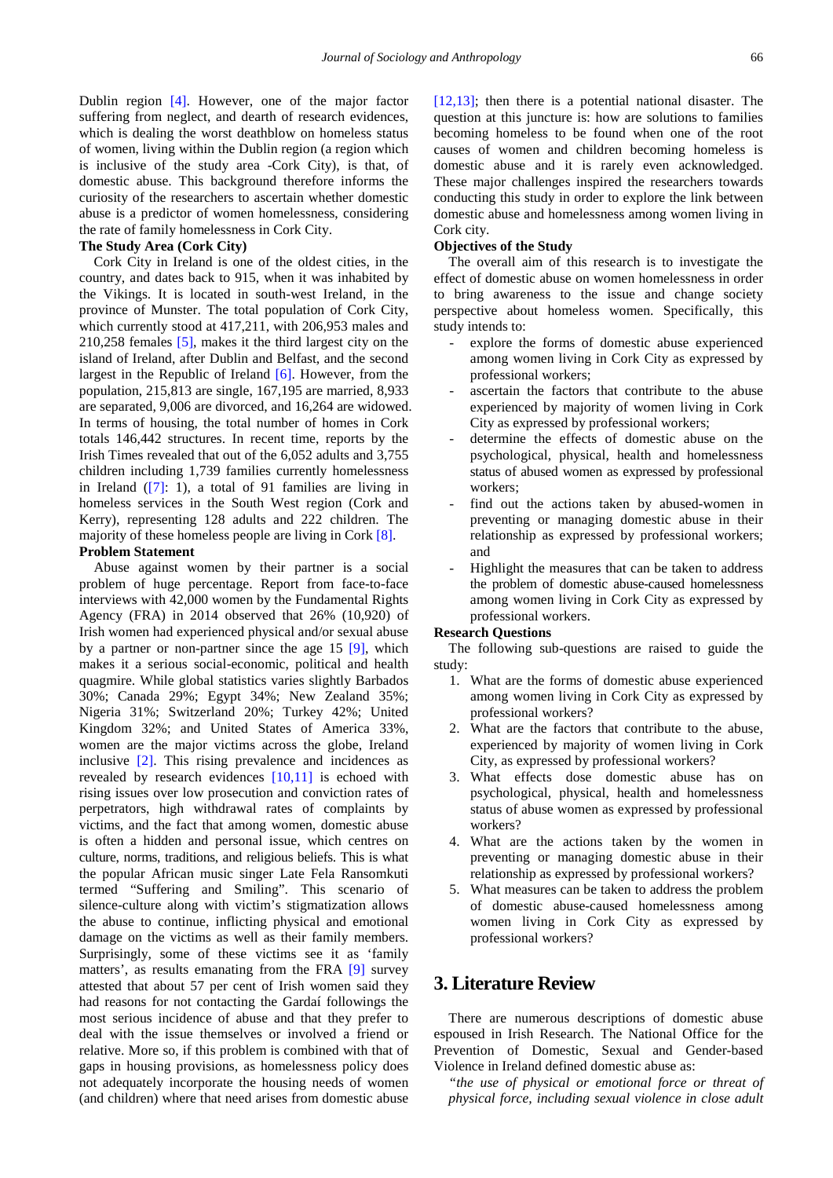Dublin region [4]. However, one of the major factor suffering from neglect, and dearth of research evidences, which is dealing the worst deathblow on homeless status of women, living within the Dublin region (a region which is inclusive of the study area -Cork City), is that, of domestic abuse. This background therefore informs the curiosity of the researchers to ascertain whether domestic abuse is a predictor of women homelessness, considering the rate of family homelessness in Cork City.

**The Study Area (Cork City)**

Cork City in Ireland is one of the oldest cities, in the country, and dates back to 915, when it was inhabited by the Vikings. It is located in south-west Ireland, in the province of Munster. The total population of Cork City, which currently stood at 417,211, with 206,953 males and 210,258 females [5], makes it the third largest city on the island of Ireland, after Dublin and Belfast, and the second largest in the Republic of Ireland [6]. However, from the population, 215,813 are single, 167,195 are married, 8,933 are separated, 9,006 are divorced, and 16,264 are widowed. In terms of housing, the total number of homes in Cork totals 146,442 structures. In recent time, reports by the Irish Times revealed that out of the 6,052 adults and 3,755 children including 1,739 families currently homelessness in Ireland ([7]: 1), a total of 91 families are living in homeless services in the South West region (Cork and Kerry), representing 128 adults and 222 children. The majority of these homeless people are living in Cork [8].

**Problem Statement**

Abuse against women by their partner is a social problem of huge percentage. Report from face-to-face interviews with 42,000 women by the Fundamental Rights Agency (FRA) in 2014 observed that 26% (10,920) of Irish women had experienced physical and/or sexual abuse by a partner or non-partner since the age 15 [9], which makes it a serious social-economic, political and health quagmire. While global statistics varies slightly Barbados 30%; Canada 29%; Egypt 34%; New Zealand 35%; Nigeria 31%; Switzerland 20%; Turkey 42%; United Kingdom 32%; and United States of America 33%, women are the major victims across the globe, Ireland inclusive [2]. This rising prevalence and incidences as revealed by research evidences [10,11] is echoed with rising issues over low prosecution and conviction rates of perpetrators, high withdrawal rates of complaints by victims, and the fact that among women, domestic abuse is often a hidden and personal issue, which centres on culture, norms, traditions, and religious beliefs. This is what the popular African music singer Late Fela Ransomkuti termed "Suffering and Smiling". This scenario of silence-culture along with victim's stigmatization allows the abuse to continue, inflicting physical and emotional damage on the victims as well as their family members. Surprisingly, some of these victims see it as 'family matters', as results emanating from the FRA [9] survey attested that about 57 per cent of Irish women said they had reasons for not contacting the Gardaí followings the most serious incidence of abuse and that they prefer to deal with the issue themselves or involved a friend or relative. More so, if this problem is combined with that of gaps in housing provisions, as homelessness policy does not adequately incorporate the housing needs of women (and children) where that need arises from domestic abuse [12,13]; then there is a potential national disaster. The question at this juncture is: how are solutions to families becoming homeless to be found when one of the root causes of women and children becoming homeless is domestic abuse and it is rarely even acknowledged. These major challenges inspired the researchers towards conducting this study in order to explore the link between domestic abuse and homelessness among women living in Cork city.

**Objectives of the Study**

The overall aim of this research is to investigate the effect of domestic abuse on women homelessness in order to bring awareness to the issue and change society perspective about homeless women. Specifically, this study intends to:

- explore the forms of domestic abuse experienced among women living in Cork City as expressed by professional workers;
- ascertain the factors that contribute to the abuse experienced by majority of women living in Cork City as expressed by professional workers;
- determine the effects of domestic abuse on the psychological, physical, health and homelessness status of abused women as expressed by professional workers;
- find out the actions taken by abused-women in preventing or managing domestic abuse in their relationship as expressed by professional workers; and
- Highlight the measures that can be taken to address the problem of domestic abuse-caused homelessness among women living in Cork City as expressed by professional workers.

**Research Questions**

The following sub-questions are raised to guide the study:

1. What are the forms of domestic abuse experienced among women living in Cork City as expressed by professional workers?
2. What are the factors that contribute to the abuse, experienced by majority of women living in Cork City, as expressed by professional workers?
3. What effects dose domestic abuse has on psychological, physical, health and homelessness status of abuse women as expressed by professional workers?
4. What are the actions taken by the women in preventing or managing domestic abuse in their relationship as expressed by professional workers?
5. What measures can be taken to address the problem of domestic abuse-caused homelessness among women living in Cork City as expressed by professional workers?

## 3. Literature Review

There are numerous descriptions of domestic abuse espoused in Irish Research. The National Office for the Prevention of Domestic, Sexual and Gender-based Violence in Ireland defined domestic abuse as:

*"the use of physical or emotional force or threat of physical force, including sexual violence in close adult*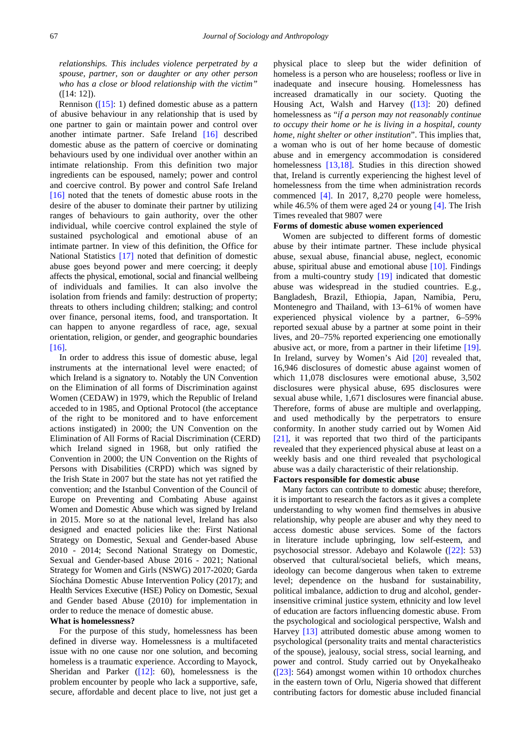*relationships. This includes violence perpetrated by a spouse, partner, son or daughter or any other person who has a close or blood relationship with the victim"* ([14: 12]).

Rennison ([15]: 1) defined domestic abuse as a pattern of abusive behaviour in any relationship that is used by one partner to gain or maintain power and control over another intimate partner. Safe Ireland [16] described domestic abuse as the pattern of coercive or dominating behaviours used by one individual over another within an intimate relationship. From this definition two major ingredients can be espoused, namely; power and control and coercive control. By power and control Safe Ireland [16] noted that the tenets of domestic abuse roots in the desire of the abuser to dominate their partner by utilizing ranges of behaviours to gain authority, over the other individual, while coercive control explained the style of sustained psychological and emotional abuse of an intimate partner. In view of this definition, the Office for National Statistics [17] noted that definition of domestic abuse goes beyond power and mere coercing; it deeply affects the physical, emotional, social and financial wellbeing of individuals and families. It can also involve the isolation from friends and family: destruction of property; threats to others including children; stalking; and control over finance, personal items, food, and transportation. It can happen to anyone regardless of race, age, sexual orientation, religion, or gender, and geographic boundaries [16].

In order to address this issue of domestic abuse, legal instruments at the international level were enacted; of which Ireland is a signatory to. Notably the UN Convention on the Elimination of all forms of Discrimination against Women (CEDAW) in 1979, which the Republic of Ireland acceded to in 1985, and Optional Protocol (the acceptance of the right to be monitored and to have enforcement actions instigated) in 2000; the UN Convention on the Elimination of All Forms of Racial Discrimination (CERD) which Ireland signed in 1968, but only ratified the Convention in 2000; the UN Convention on the Rights of Persons with Disabilities (CRPD) which was signed by the Irish State in 2007 but the state has not yet ratified the convention; and the Istanbul Convention of the Council of Europe on Preventing and Combating Abuse against Women and Domestic Abuse which was signed by Ireland in 2015. More so at the national level, Ireland has also designed and enacted policies like the: First National Strategy on Domestic, Sexual and Gender-based Abuse 2010 - 2014; Second National Strategy on Domestic, Sexual and Gender-based Abuse 2016 - 2021; National Strategy for Women and Girls (NSWG) 2017-2020; Garda Síochána Domestic Abuse Intervention Policy (2017); and Health Services Executive (HSE) Policy on Domestic, Sexual and Gender based Abuse (2010) for implementation in order to reduce the menace of domestic abuse.

**What is homelessness?**

For the purpose of this study, homelessness has been defined in diverse way. Homelessness is a multifaceted issue with no one cause nor one solution, and becoming homeless is a traumatic experience. According to Mayock, Sheridan and Parker ([12]: 60), homelessness is the problem encounter by people who lack a supportive, safe, secure, affordable and decent place to live, not just get a physical place to sleep but the wider definition of homeless is a person who are houseless; roofless or live in inadequate and insecure housing. Homelessness has increased dramatically in our society. Quoting the Housing Act, Walsh and Harvey ([13]: 20) defined homelessness as "*if a person may not reasonably continue to occupy their home or he is living in a hospital, county home, night shelter or other institution*". This implies that, a woman who is out of her home because of domestic abuse and in emergency accommodation is considered homelessness [13,18]. Studies in this direction showed that, Ireland is currently experiencing the highest level of homelessness from the time when administration records commenced [4]. In 2017, 8,270 people were homeless, while 46.5% of them were aged 24 or young [4]. The Irish Times revealed that 9807 were

**Forms of domestic abuse women experienced**

Women are subjected to different forms of domestic abuse by their intimate partner. These include physical abuse, sexual abuse, financial abuse, neglect, economic abuse, spiritual abuse and emotional abuse [10]. Findings from a multi-country study [19] indicated that domestic abuse was widespread in the studied countries. E.g., Bangladesh, Brazil, Ethiopia, Japan, Namibia, Peru, Montenegro and Thailand, with 13–61% of women have experienced physical violence by a partner, 6–59% reported sexual abuse by a partner at some point in their lives, and 20–75% reported experiencing one emotionally abusive act, or more, from a partner in their lifetime [19]. In Ireland, survey by Women's Aid [20] revealed that, 16,946 disclosures of domestic abuse against women of which 11,078 disclosures were emotional abuse, 3,502 disclosures were physical abuse, 695 disclosures were sexual abuse while, 1,671 disclosures were financial abuse. Therefore, forms of abuse are multiple and overlapping, and used methodically by the perpetrators to ensure conformity. In another study carried out by Women Aid [21], it was reported that two third of the participants revealed that they experienced physical abuse at least on a weekly basis and one third revealed that psychological abuse was a daily characteristic of their relationship.

**Factors responsible for domestic abuse**

Many factors can contribute to domestic abuse; therefore, it is important to research the factors as it gives a complete understanding to why women find themselves in abusive relationship, why people are abuser and why they need to access domestic abuse services. Some of the factors in literature include upbringing, low self-esteem, and psychosocial stressor. Adebayo and Kolawole ([22]: 53) observed that cultural/societal beliefs, which means, ideology can become dangerous when taken to extreme level; dependence on the husband for sustainability, political imbalance, addiction to drug and alcohol, gender-insensitive criminal justice system, ethnicity and low level of education are factors influencing domestic abuse. From the psychological and sociological perspective, Walsh and Harvey [13] attributed domestic abuse among women to psychological (personality traits and mental characteristics of the spouse), jealousy, social stress, social learning, and power and control. Study carried out by OnyekaIheako ([23]: 564) amongst women within 10 orthodox churches in the eastern town of Orlu, Nigeria showed that different contributing factors for domestic abuse included financial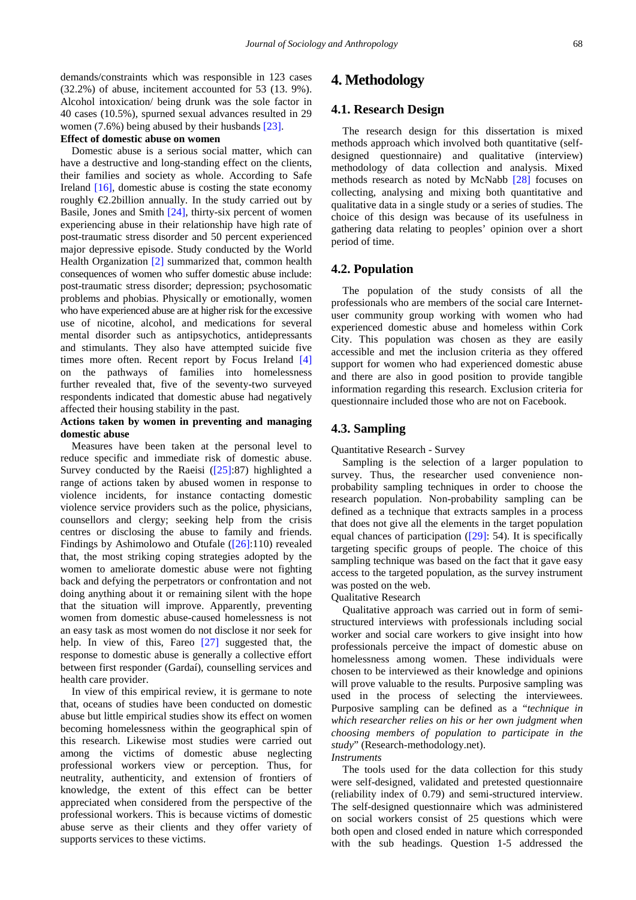demands/constraints which was responsible in 123 cases (32.2%) of abuse, incitement accounted for 53 (13. 9%). Alcohol intoxication/ being drunk was the sole factor in 40 cases (10.5%), spurned sexual advances resulted in 29 women (7.6%) being abused by their husbands [23].

**Effect of domestic abuse on women**

Domestic abuse is a serious social matter, which can have a destructive and long-standing effect on the clients, their families and society as whole. According to Safe Ireland [16], domestic abuse is costing the state economy roughly €2.2billion annually. In the study carried out by Basile, Jones and Smith [24], thirty-six percent of women experiencing abuse in their relationship have high rate of post-traumatic stress disorder and 50 percent experienced major depressive episode. Study conducted by the World Health Organization [2] summarized that, common health consequences of women who suffer domestic abuse include: post-traumatic stress disorder; depression; psychosomatic problems and phobias. Physically or emotionally, women who have experienced abuse are at higher risk for the excessive use of nicotine, alcohol, and medications for several mental disorder such as antipsychotics, antidepressants and stimulants. They also have attempted suicide five times more often. Recent report by Focus Ireland [4] on the pathways of families into homelessness further revealed that, five of the seventy-two surveyed respondents indicated that domestic abuse had negatively affected their housing stability in the past.

**Actions taken by women in preventing and managing domestic abuse**

Measures have been taken at the personal level to reduce specific and immediate risk of domestic abuse. Survey conducted by the Raeisi ([25]:87) highlighted a range of actions taken by abused women in response to violence incidents, for instance contacting domestic violence service providers such as the police, physicians, counsellors and clergy; seeking help from the crisis centres or disclosing the abuse to family and friends. Findings by Ashimolowo and Otufale ([26]:110) revealed that, the most striking coping strategies adopted by the women to ameliorate domestic abuse were not fighting back and defying the perpetrators or confrontation and not doing anything about it or remaining silent with the hope that the situation will improve. Apparently, preventing women from domestic abuse-caused homelessness is not an easy task as most women do not disclose it nor seek for help. In view of this, Fareo [27] suggested that, the response to domestic abuse is generally a collective effort between first responder (Gardaí), counselling services and health care provider.

In view of this empirical review, it is germane to note that, oceans of studies have been conducted on domestic abuse but little empirical studies show its effect on women becoming homelessness within the geographical spin of this research. Likewise most studies were carried out among the victims of domestic abuse neglecting professional workers view or perception. Thus, for neutrality, authenticity, and extension of frontiers of knowledge, the extent of this effect can be better appreciated when considered from the perspective of the professional workers. This is because victims of domestic abuse serve as their clients and they offer variety of supports services to these victims.

# 4. Methodology

## 4.1. Research Design

The research design for this dissertation is mixed methods approach which involved both quantitative (self-designed questionnaire) and qualitative (interview) methodology of data collection and analysis. Mixed methods research as noted by McNabb [28] focuses on collecting, analysing and mixing both quantitative and qualitative data in a single study or a series of studies. The choice of this design was because of its usefulness in gathering data relating to peoples' opinion over a short period of time.

## 4.2. Population

The population of the study consists of all the professionals who are members of the social care Internet-user community group working with women who had experienced domestic abuse and homeless within Cork City. This population was chosen as they are easily accessible and met the inclusion criteria as they offered support for women who had experienced domestic abuse and there are also in good position to provide tangible information regarding this research. Exclusion criteria for questionnaire included those who are not on Facebook.

## 4.3. Sampling

Quantitative Research - Survey

Sampling is the selection of a larger population to survey. Thus, the researcher used convenience non-probability sampling techniques in order to choose the research population. Non-probability sampling can be defined as a technique that extracts samples in a process that does not give all the elements in the target population equal chances of participation ([29]: 54). It is specifically targeting specific groups of people. The choice of this sampling technique was based on the fact that it gave easy access to the targeted population, as the survey instrument was posted on the web.

Qualitative Research

Qualitative approach was carried out in form of semi-structured interviews with professionals including social worker and social care workers to give insight into how professionals perceive the impact of domestic abuse on homelessness among women. These individuals were chosen to be interviewed as their knowledge and opinions will prove valuable to the results. Purposive sampling was used in the process of selecting the interviewees. Purposive sampling can be defined as a "*technique in which researcher relies on his or her own judgment when choosing members of population to participate in the study*" (Research-methodology.net).

*Instruments*

The tools used for the data collection for this study were self-designed, validated and pretested questionnaire (reliability index of 0.79) and semi-structured interview. The self-designed questionnaire which was administered on social workers consist of 25 questions which were both open and closed ended in nature which corresponded with the sub headings. Question 1-5 addressed the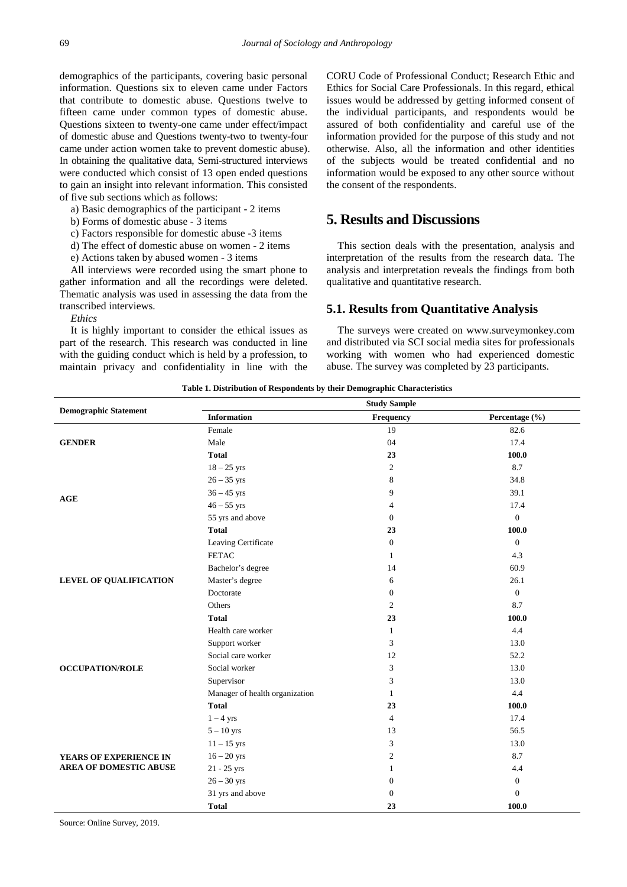demographics of the participants, covering basic personal information. Questions six to eleven came under Factors that contribute to domestic abuse. Questions twelve to fifteen came under common types of domestic abuse. Questions sixteen to twenty-one came under effect/impact of domestic abuse and Questions twenty-two to twenty-four came under action women take to prevent domestic abuse). In obtaining the qualitative data, Semi-structured interviews were conducted which consist of 13 open ended questions to gain an insight into relevant information. This consisted of five sub sections which as follows:

a) Basic demographics of the participant - 2 items

b) Forms of domestic abuse - 3 items

c) Factors responsible for domestic abuse -3 items

d) The effect of domestic abuse on women - 2 items

e) Actions taken by abused women - 3 items

All interviews were recorded using the smart phone to gather information and all the recordings were deleted. Thematic analysis was used in assessing the data from the transcribed interviews.

*Ethics*

It is highly important to consider the ethical issues as part of the research. This research was conducted in line with the guiding conduct which is held by a profession, to maintain privacy and confidentiality in line with the CORU Code of Professional Conduct; Research Ethic and Ethics for Social Care Professionals. In this regard, ethical issues would be addressed by getting informed consent of the individual participants, and respondents would be assured of both confidentiality and careful use of the information provided for the purpose of this study and not otherwise. Also, all the information and other identities of the subjects would be treated confidential and no information would be exposed to any other source without the consent of the respondents.

# 5. Results and Discussions

This section deals with the presentation, analysis and interpretation of the results from the research data. The analysis and interpretation reveals the findings from both qualitative and quantitative research.

## 5.1. Results from Quantitative Analysis

The surveys were created on www.surveymonkey.com and distributed via SCI social media sites for professionals working with women who had experienced domestic abuse. The survey was completed by 23 participants.

**Table 1. Distribution of Respondents by their Demographic Characteristics**

| Demographic Statement | Study Sample | | |
|---|---|---|---|
| | **Information** | **Frequency** | **Percentage (%)** |
| **GENDER** | Female | 19 | 82.6 |
| | Male | 04 | 17.4 |
| | **Total** | **23** | **100.0** |
| **AGE** | 18 – 25 yrs | 2 | 8.7 |
| | 26 – 35 yrs | 8 | 34.8 |
| | 36 – 45 yrs | 9 | 39.1 |
| | 46 – 55 yrs | 4 | 17.4 |
| | 55 yrs and above | 0 | 0 |
| | **Total** | **23** | **100.0** |
| **LEVEL OF QUALIFICATION** | Leaving Certificate | 0 | 0 |
| | FETAC | 1 | 4.3 |
| | Bachelor's degree | 14 | 60.9 |
| | Master's degree | 6 | 26.1 |
| | Doctorate | 0 | 0 |
| | Others | 2 | 8.7 |
| | **Total** | **23** | **100.0** |
| **OCCUPATION/ROLE** | Health care worker | 1 | 4.4 |
| | Support worker | 3 | 13.0 |
| | Social care worker | 12 | 52.2 |
| | Social worker | 3 | 13.0 |
| | Supervisor | 3 | 13.0 |
| | Manager of health organization | 1 | 4.4 |
| | **Total** | **23** | **100.0** |
| **YEARS OF EXPERIENCE IN AREA OF DOMESTIC ABUSE** | 1 – 4 yrs | 4 | 17.4 |
| | 5 – 10 yrs | 13 | 56.5 |
| | 11 – 15 yrs | 3 | 13.0 |
| | 16 – 20 yrs | 2 | 8.7 |
| | 21 - 25 yrs | 1 | 4.4 |
| | 26 – 30 yrs | 0 | 0 |
| | 31 yrs and above | 0 | 0 |
| | **Total** | **23** | **100.0** |

Source: Online Survey, 2019.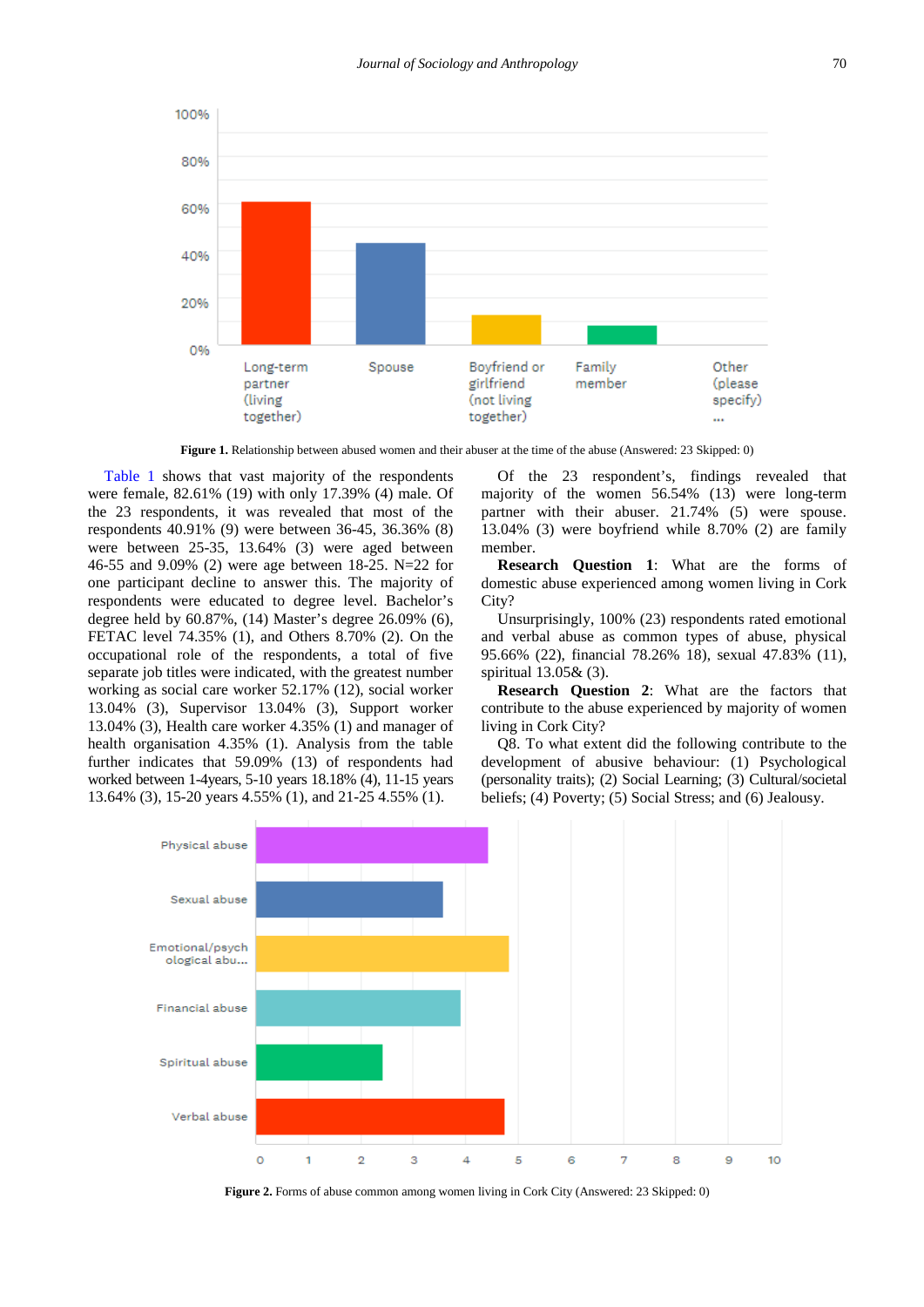Figure 1. Relationship between abused women and their abuser at the time of the abuse (Answered: 23 Skipped: 0)

Table 1 shows that vast majority of the respondents were female, 82.61% (19) with only 17.39% (4) male. Of the 23 respondents, it was revealed that most of the respondents 40.91% (9) were between 36-45, 36.36% (8) were between 25-35, 13.64% (3) were aged between 46-55 and 9.09% (2) were age between 18-25. N=22 for one participant decline to answer this. The majority of respondents were educated to degree level. Bachelor's degree held by 60.87%, (14) Master's degree 26.09% (6), FETAC level 74.35% (1), and Others 8.70% (2). On the occupational role of the respondents, a total of five separate job titles were indicated, with the greatest number working as social care worker 52.17% (12), social worker 13.04% (3), Supervisor 13.04% (3), Support worker 13.04% (3), Health care worker 4.35% (1) and manager of health organisation 4.35% (1). Analysis from the table further indicates that 59.09% (13) of respondents had worked between 1-4years, 5-10 years 18.18% (4), 11-15 years 13.64% (3), 15-20 years 4.55% (1), and 21-25 4.55% (1).

Of the 23 respondent's, findings revealed that majority of the women 56.54% (13) were long-term partner with their abuser. 21.74% (5) were spouse. 13.04% (3) were boyfriend while 8.70% (2) are family member.

**Research Question 1**: What are the forms of domestic abuse experienced among women living in Cork City?

Unsurprisingly, 100% (23) respondents rated emotional and verbal abuse as common types of abuse, physical 95.66% (22), financial 78.26% 18), sexual 47.83% (11), spiritual 13.05& (3).

**Research Question 2**: What are the factors that contribute to the abuse experienced by majority of women living in Cork City?

Q8. To what extent did the following contribute to the development of abusive behaviour: (1) Psychological (personality traits); (2) Social Learning; (3) Cultural/societal beliefs; (4) Poverty; (5) Social Stress; and (6) Jealousy.

Figure 2. Forms of abuse common among women living in Cork City (Answered: 23 Skipped: 0)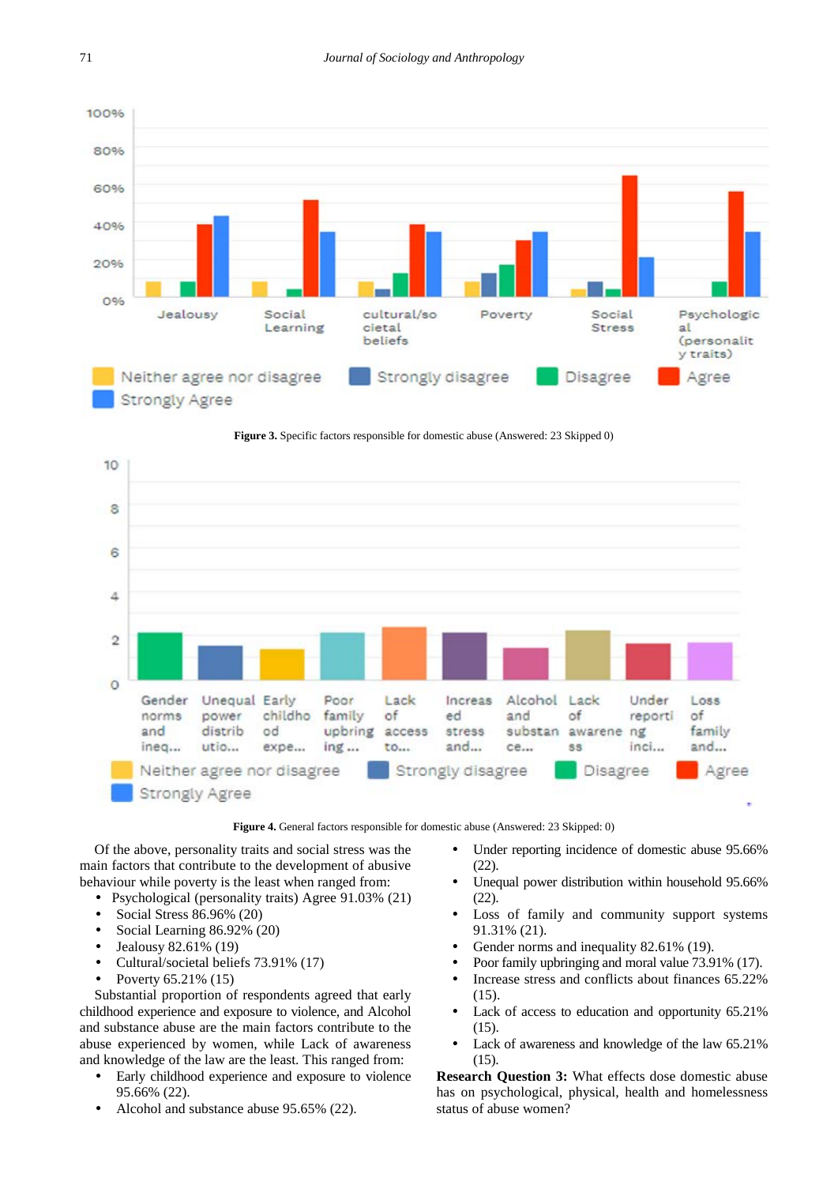**Figure 3.** Specific factors responsible for domestic abuse (Answered: 23 Skipped 0)

**Figure 4.** General factors responsible for domestic abuse (Answered: 23 Skipped: 0)

Of the above, personality traits and social stress was the main factors that contribute to the development of abusive behaviour while poverty is the least when ranged from:

- Psychological (personality traits) Agree 91.03% (21)
- Social Stress 86.96% (20)
- Social Learning 86.92% (20)
- Jealousy 82.61% (19)
- Cultural/societal beliefs 73.91% (17)
- Poverty 65.21% (15)

Substantial proportion of respondents agreed that early childhood experience and exposure to violence, and Alcohol and substance abuse are the main factors contribute to the abuse experienced by women, while Lack of awareness and knowledge of the law are the least. This ranged from:

- Early childhood experience and exposure to violence 95.66% (22).
- Alcohol and substance abuse 95.65% (22).
- Under reporting incidence of domestic abuse 95.66% (22).
- Unequal power distribution within household 95.66% (22).
- Loss of family and community support systems 91.31% (21).
- Gender norms and inequality 82.61% (19).
- Poor family upbringing and moral value 73.91% (17).
- Increase stress and conflicts about finances 65.22% (15).
- Lack of access to education and opportunity 65.21% (15).
- Lack of awareness and knowledge of the law 65.21% (15).

**Research Question 3:** What effects dose domestic abuse has on psychological, physical, health and homelessness status of abuse women?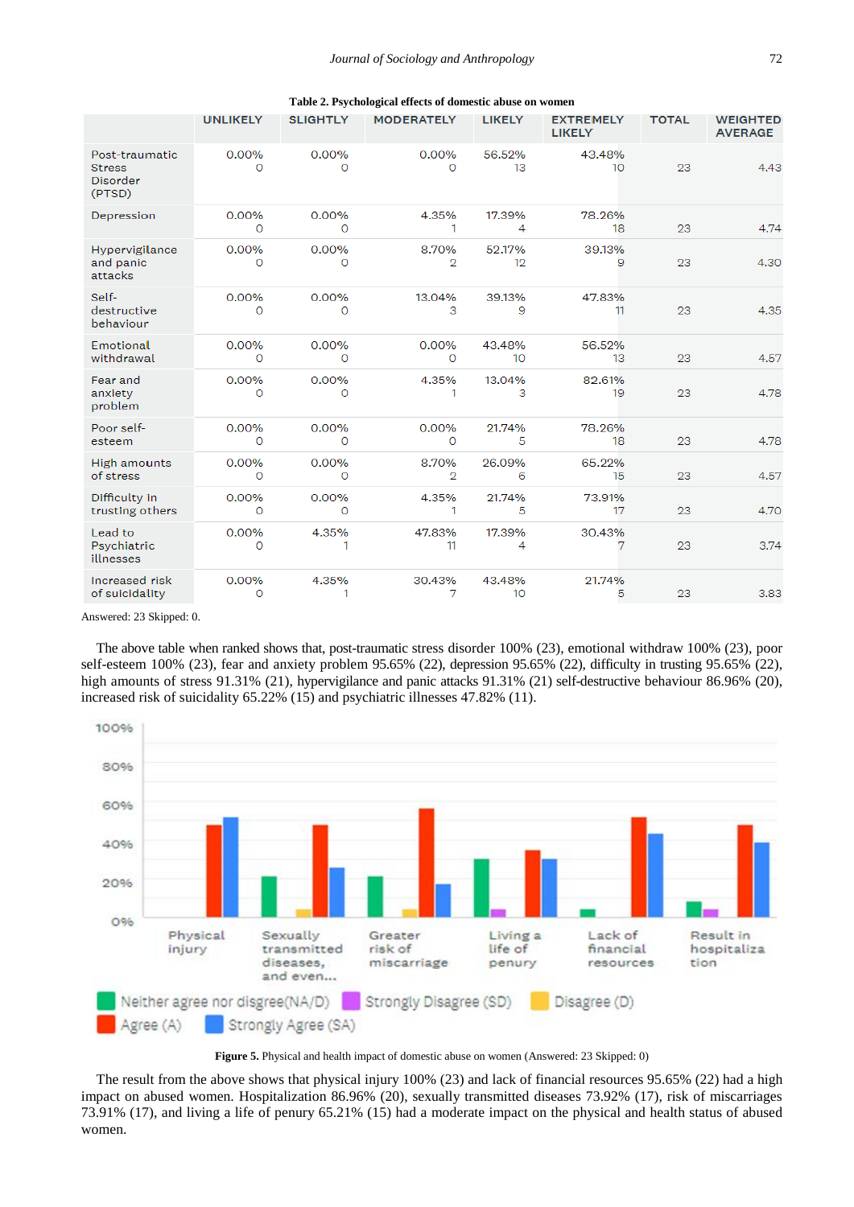**Table 2. Psychological effects of domestic abuse on women**

| | UNLIKELY | SLIGHTLY | MODERATELY | LIKELY | EXTREMELY LIKELY | TOTAL | WEIGHTED AVERAGE |
|---|---|---|---|---|---|---|---|
| Post-traumatic Stress Disorder (PTSD) | 0.00% 0 | 0.00% 0 | 0.00% 0 | 56.52% 13 | 43.48% 10 | 23 | 4.43 |
| Depression | 0.00% 0 | 0.00% 0 | 4.35% 1 | 17.39% 4 | 78.26% 18 | 23 | 4.74 |
| Hypervigilance and panic attacks | 0.00% 0 | 0.00% 0 | 8.70% 2 | 52.17% 12 | 39.13% 9 | 23 | 4.30 |
| Self-destructive behaviour | 0.00% 0 | 0.00% 0 | 13.04% 3 | 39.13% 9 | 47.83% 11 | 23 | 4.35 |
| Emotional withdrawal | 0.00% 0 | 0.00% 0 | 0.00% 0 | 43.48% 10 | 56.52% 13 | 23 | 4.57 |
| Fear and anxiety problem | 0.00% 0 | 0.00% 0 | 4.35% 1 | 13.04% 3 | 82.61% 19 | 23 | 4.78 |
| Poor self-esteem | 0.00% 0 | 0.00% 0 | 0.00% 0 | 21.74% 5 | 78.26% 18 | 23 | 4.78 |
| High amounts of stress | 0.00% 0 | 0.00% 0 | 8.70% 2 | 26.09% 6 | 65.22% 15 | 23 | 4.57 |
| Difficulty in trusting others | 0.00% 0 | 0.00% 0 | 4.35% 1 | 21.74% 5 | 73.91% 17 | 23 | 4.70 |
| Lead to Psychiatric illnesses | 0.00% 0 | 4.35% 1 | 47.83% 11 | 17.39% 4 | 30.43% 7 | 23 | 3.74 |
| Increased risk of suicidality | 0.00% 0 | 4.35% 1 | 30.43% 7 | 43.48% 10 | 21.74% 5 | 23 | 3.83 |

Answered: 23 Skipped: 0.

The above table when ranked shows that, post-traumatic stress disorder 100% (23), emotional withdraw 100% (23), poor self-esteem 100% (23), fear and anxiety problem 95.65% (22), depression 95.65% (22), difficulty in trusting 95.65% (22), high amounts of stress 91.31% (21), hypervigilance and panic attacks 91.31% (21) self-destructive behaviour 86.96% (20), increased risk of suicidality 65.22% (15) and psychiatric illnesses 47.82% (11).

**Figure 5.** Physical and health impact of domestic abuse on women (Answered: 23 Skipped: 0)

The result from the above shows that physical injury 100% (23) and lack of financial resources 95.65% (22) had a high impact on abused women. Hospitalization 86.96% (20), sexually transmitted diseases 73.92% (17), risk of miscarriages 73.91% (17), and living a life of penury 65.21% (15) had a moderate impact on the physical and health status of abused women.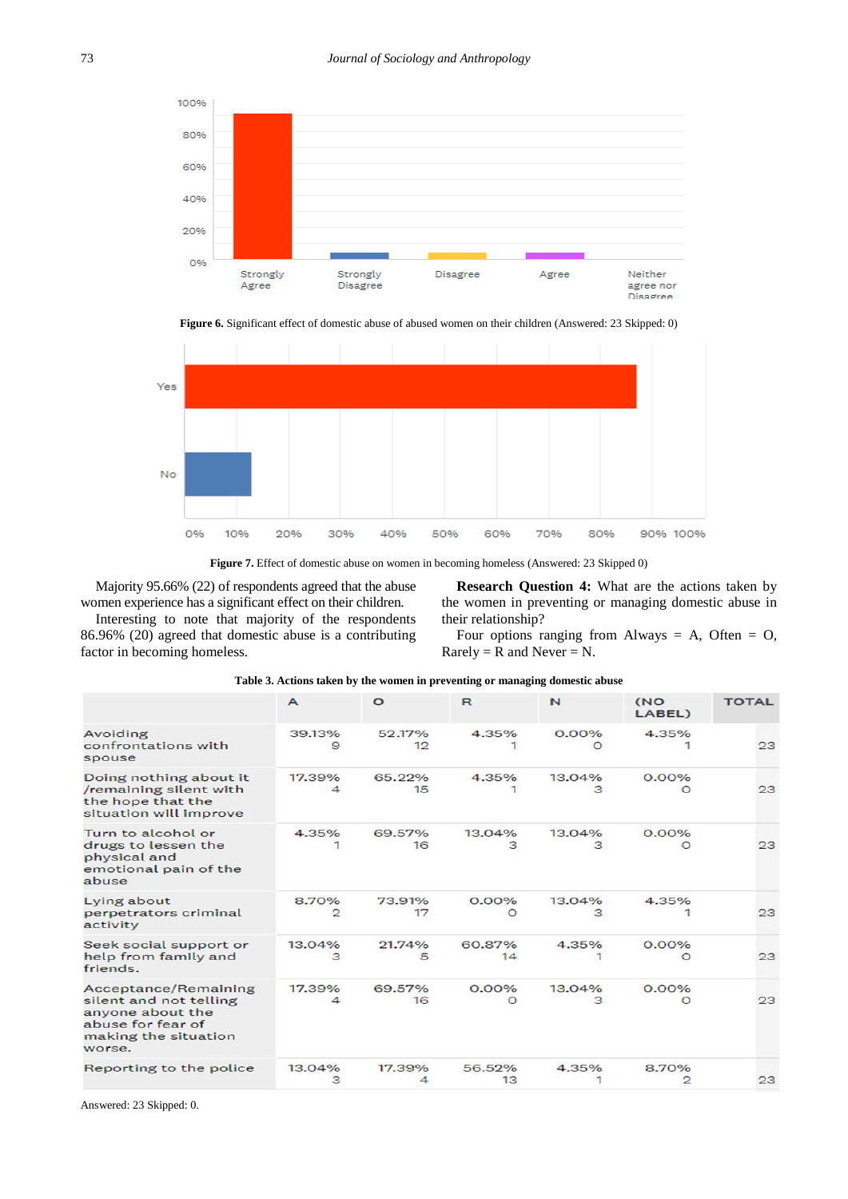**Figure 6.** Significant effect of domestic abuse of abused women on their children (Answered: 23 Skipped: 0)

**Figure 7.** Effect of domestic abuse on women in becoming homeless (Answered: 23 Skipped 0)

Majority 95.66% (22) of respondents agreed that the abuse women experience has a significant effect on their children.

Interesting to note that majority of the respondents 86.96% (20) agreed that domestic abuse is a contributing factor in becoming homeless.

**Research Question 4:** What are the actions taken by the women in preventing or managing domestic abuse in their relationship?

Four options ranging from Always = A, Often = O, Rarely = R and Never = N.

**Table 3. Actions taken by the women in preventing or managing domestic abuse**

| | A | O | R | N | (NO LABEL) | TOTAL |
|---|---|---|---|---|---|---|
| Avoiding confrontations with spouse | 39.13% 9 | 52.17% 12 | 4.35% 1 | 0.00% 0 | 4.35% 1 | 23 |
| Doing nothing about it /remaining silent with the hope that the situation will improve | 17.39% 4 | 65.22% 15 | 4.35% 1 | 13.04% 3 | 0.00% 0 | 23 |
| Turn to alcohol or drugs to lessen the physical and emotional pain of the abuse | 4.35% 1 | 69.57% 16 | 13.04% 3 | 13.04% 3 | 0.00% 0 | 23 |
| Lying about perpetrators criminal activity | 8.70% 2 | 73.91% 17 | 0.00% 0 | 13.04% 3 | 4.35% 1 | 23 |
| Seek social support or help from family and friends. | 13.04% 3 | 21.74% 5 | 60.87% 14 | 4.35% 1 | 0.00% 0 | 23 |
| Acceptance/Remaining silent and not telling anyone about the abuse for fear of making the situation worse. | 17.39% 4 | 69.57% 16 | 0.00% 0 | 13.04% 3 | 0.00% 0 | 23 |
| Reporting to the police | 13.04% 3 | 17.39% 4 | 56.52% 13 | 4.35% 1 | 8.70% 2 | 23 |

Answered: 23 Skipped: 0.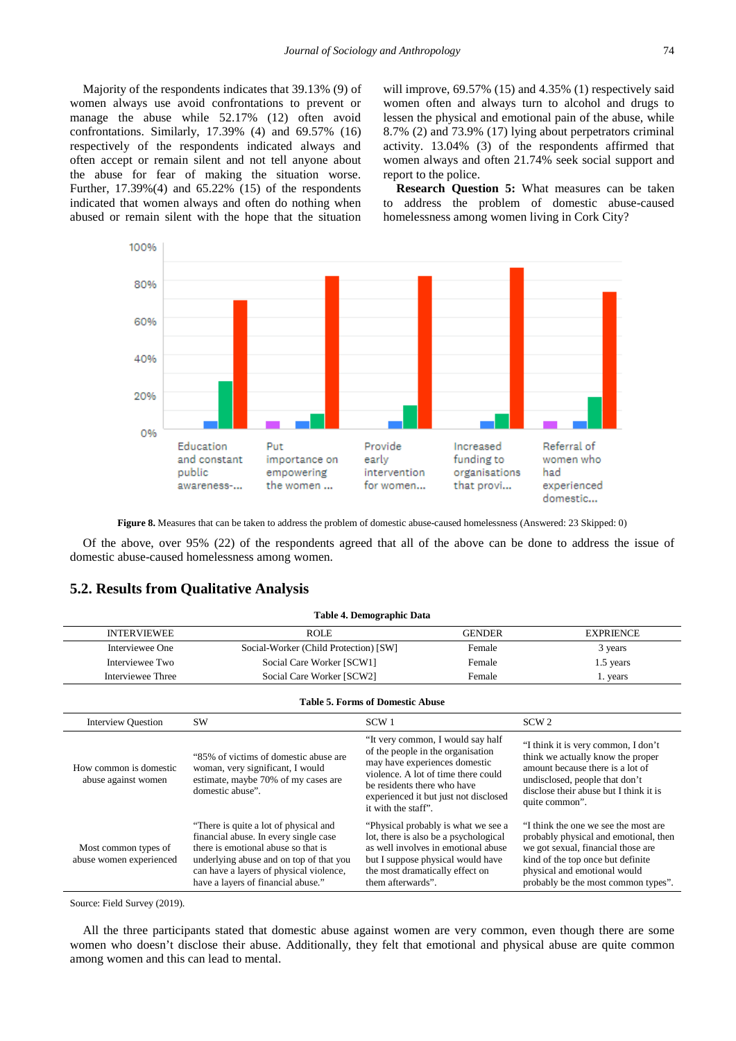Majority of the respondents indicates that 39.13% (9) of women always use avoid confrontations to prevent or manage the abuse while 52.17% (12) often avoid confrontations. Similarly, 17.39% (4) and 69.57% (16) respectively of the respondents indicated always and often accept or remain silent and not tell anyone about the abuse for fear of making the situation worse. Further, 17.39%(4) and 65.22% (15) of the respondents indicated that women always and often do nothing when abused or remain silent with the hope that the situation will improve, 69.57% (15) and 4.35% (1) respectively said women often and always turn to alcohol and drugs to lessen the physical and emotional pain of the abuse, while 8.7% (2) and 73.9% (17) lying about perpetrators criminal activity. 13.04% (3) of the respondents affirmed that women always and often 21.74% seek social support and report to the police.

**Research Question 5:** What measures can be taken to address the problem of domestic abuse-caused homelessness among women living in Cork City?

**Figure 8.** Measures that can be taken to address the problem of domestic abuse-caused homelessness (Answered: 23 Skipped: 0)

Of the above, over 95% (22) of the respondents agreed that all of the above can be done to address the issue of domestic abuse-caused homelessness among women.

## 5.2. Results from Qualitative Analysis

**Table 4. Demographic Data**

| INTERVIEWEE | ROLE | GENDER | EXPRIENCE |
|---|---|---|---|
| Interviewee One | Social-Worker (Child Protection) [SW] | Female | 3 years |
| Interviewee Two | Social Care Worker [SCW1] | Female | 1.5 years |
| Interviewee Three | Social Care Worker [SCW2] | Female | 1. years |

**Table 5. Forms of Domestic Abuse**

| Interview Question | SW | SCW 1 | SCW 2 |
|---|---|---|---|
| How common is domestic abuse against women | "85% of victims of domestic abuse are woman, very significant, I would estimate, maybe 70% of my cases are domestic abuse". | "It very common, I would say half of the people in the organisation may have experiences domestic violence. A lot of time there could be residents there who have experienced it but just not disclosed it with the staff". | "I think it is very common, I don't think we actually know the proper amount because there is a lot of undisclosed, people that don't disclose their abuse but I think it is quite common". |
| Most common types of abuse women experienced | "There is quite a lot of physical and financial abuse. In every single case there is emotional abuse so that is underlying abuse and on top of that you can have a layers of physical violence, have a layers of financial abuse." | "Physical probably is what we see a lot, there is also be a psychological as well involves in emotional abuse but I suppose physical would have the most dramatically effect on them afterwards". | "I think the one we see the most are probably physical and emotional, then we got sexual, financial those are kind of the top once but definite physical and emotional would probably be the most common types". |

Source: Field Survey (2019).

All the three participants stated that domestic abuse against women are very common, even though there are some women who doesn't disclose their abuse. Additionally, they felt that emotional and physical abuse are quite common among women and this can lead to mental.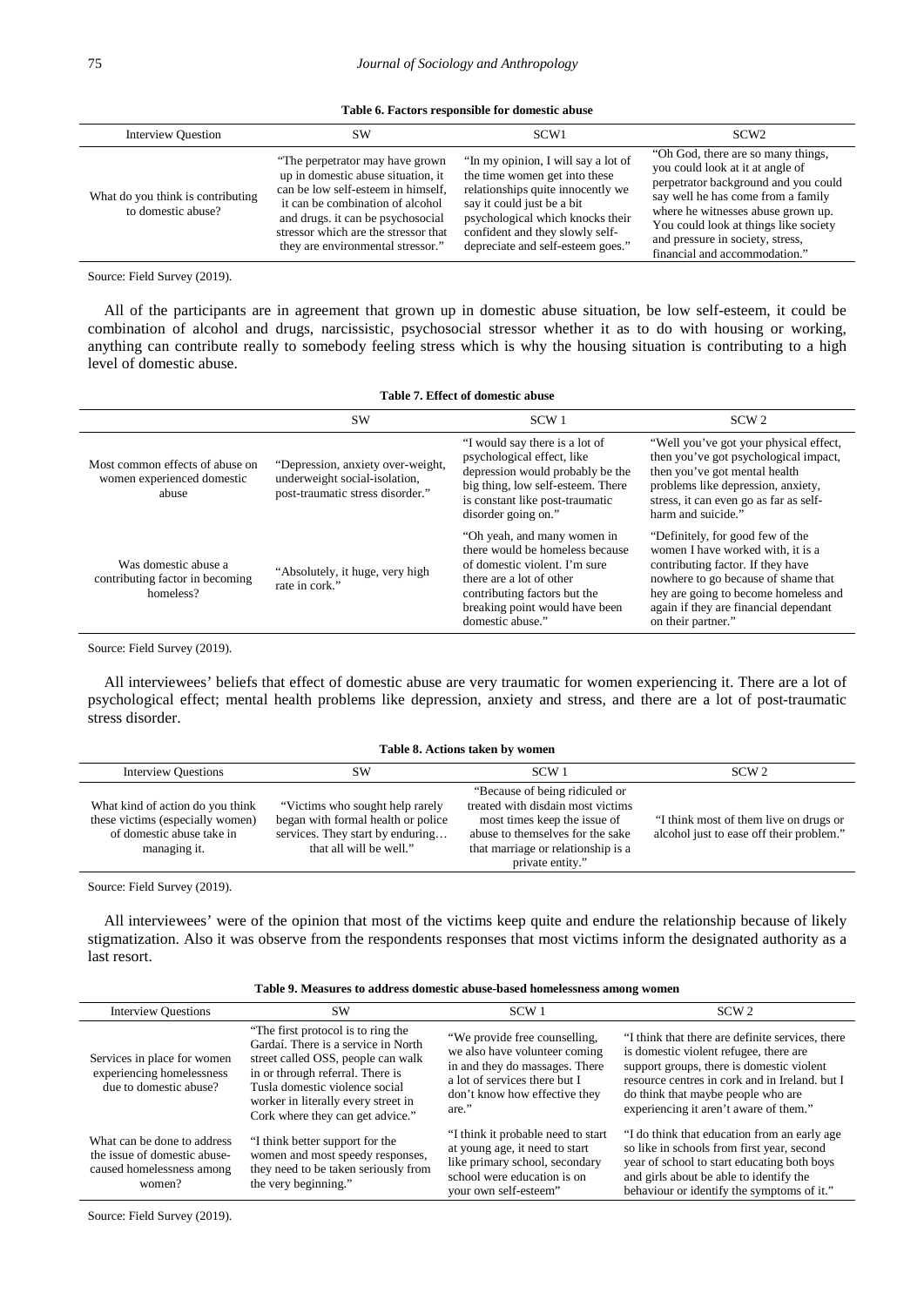**Table 6. Factors responsible for domestic abuse**

| Interview Question | SW | SCW1 | SCW2 |
|---|---|---|---|
| What do you think is contributing to domestic abuse? | "The perpetrator may have grown up in domestic abuse situation, it can be low self-esteem in himself, it can be combination of alcohol and drugs. it can be psychosocial stressor which are the stressor that they are environmental stressor." | "In my opinion, I will say a lot of the time women get into these relationships quite innocently we say it could just be a bit psychological which knocks their confident and they slowly self-depreciate and self-esteem goes." | "Oh God, there are so many things, you could look at it at angle of perpetrator background and you could say well he has come from a family where he witnesses abuse grown up. You could look at things like society and pressure in society, stress, financial and accommodation." |

Source: Field Survey (2019).

All of the participants are in agreement that grown up in domestic abuse situation, be low self-esteem, it could be combination of alcohol and drugs, narcissistic, psychosocial stressor whether it as to do with housing or working, anything can contribute really to somebody feeling stress which is why the housing situation is contributing to a high level of domestic abuse.

**Table 7. Effect of domestic abuse**

| | SW | SCW 1 | SCW 2 |
|---|---|---|---|
| Most common effects of abuse on women experienced domestic abuse | "Depression, anxiety over-weight, underweight social-isolation, post-traumatic stress disorder." | "I would say there is a lot of psychological effect, like depression would probably be the big thing, low self-esteem. There is constant like post-traumatic disorder going on." | "Well you've got your physical effect, then you've got psychological impact, then you've got mental health problems like depression, anxiety, stress, it can even go as far as self-harm and suicide." |
| Was domestic abuse a contributing factor in becoming homeless? | "Absolutely, it huge, very high rate in cork." | "Oh yeah, and many women in there would be homeless because of domestic violent. I'm sure there are a lot of other contributing factors but the breaking point would have been domestic abuse." | "Definitely, for good few of the women I have worked with, it is a contributing factor. If they have nowhere to go because of shame that hey are going to become homeless and again if they are financial dependant on their partner." |

Source: Field Survey (2019).

All interviewees' beliefs that effect of domestic abuse are very traumatic for women experiencing it. There are a lot of psychological effect; mental health problems like depression, anxiety and stress, and there are a lot of post-traumatic stress disorder.

**Table 8. Actions taken by women**

| Interview Questions | SW | SCW 1 | SCW 2 |
|---|---|---|---|
| What kind of action do you think these victims (especially women) of domestic abuse take in managing it. | "Victims who sought help rarely began with formal health or police services. They start by enduring… that all will be well." | "Because of being ridiculed or treated with disdain most victims most times keep the issue of abuse to themselves for the sake that marriage or relationship is a private entity." | "I think most of them live on drugs or alcohol just to ease off their problem." |

Source: Field Survey (2019).

All interviewees' were of the opinion that most of the victims keep quite and endure the relationship because of likely stigmatization. Also it was observe from the respondents responses that most victims inform the designated authority as a last resort.

**Table 9. Measures to address domestic abuse-based homelessness among women**

| Interview Questions | SW | SCW 1 | SCW 2 |
|---|---|---|---|
| Services in place for women experiencing homelessness due to domestic abuse? | "The first protocol is to ring the Gardaí. There is a service in North street called OSS, people can walk in or through referral. There is Tusla domestic violence social worker in literally every street in Cork where they can get advice." | "We provide free counselling, we also have volunteer coming in and they do massages. There a lot of services there but I don't know how effective they are." | "I think that there are definite services, there is domestic violent refugee, there are support groups, there is domestic violent resource centres in cork and in Ireland. but I do think that maybe people who are experiencing it aren't aware of them." |
| What can be done to address the issue of domestic abuse-caused homelessness among women? | "I think better support for the women and most speedy responses, they need to be taken seriously from the very beginning." | "I think it probable need to start at young age, it need to start like primary school, secondary school were education is on your own self-esteem" | "I do think that education from an early age so like in schools from first year, second year of school to start educating both boys and girls about be able to identify the behaviour or identify the symptoms of it." |

Source: Field Survey (2019).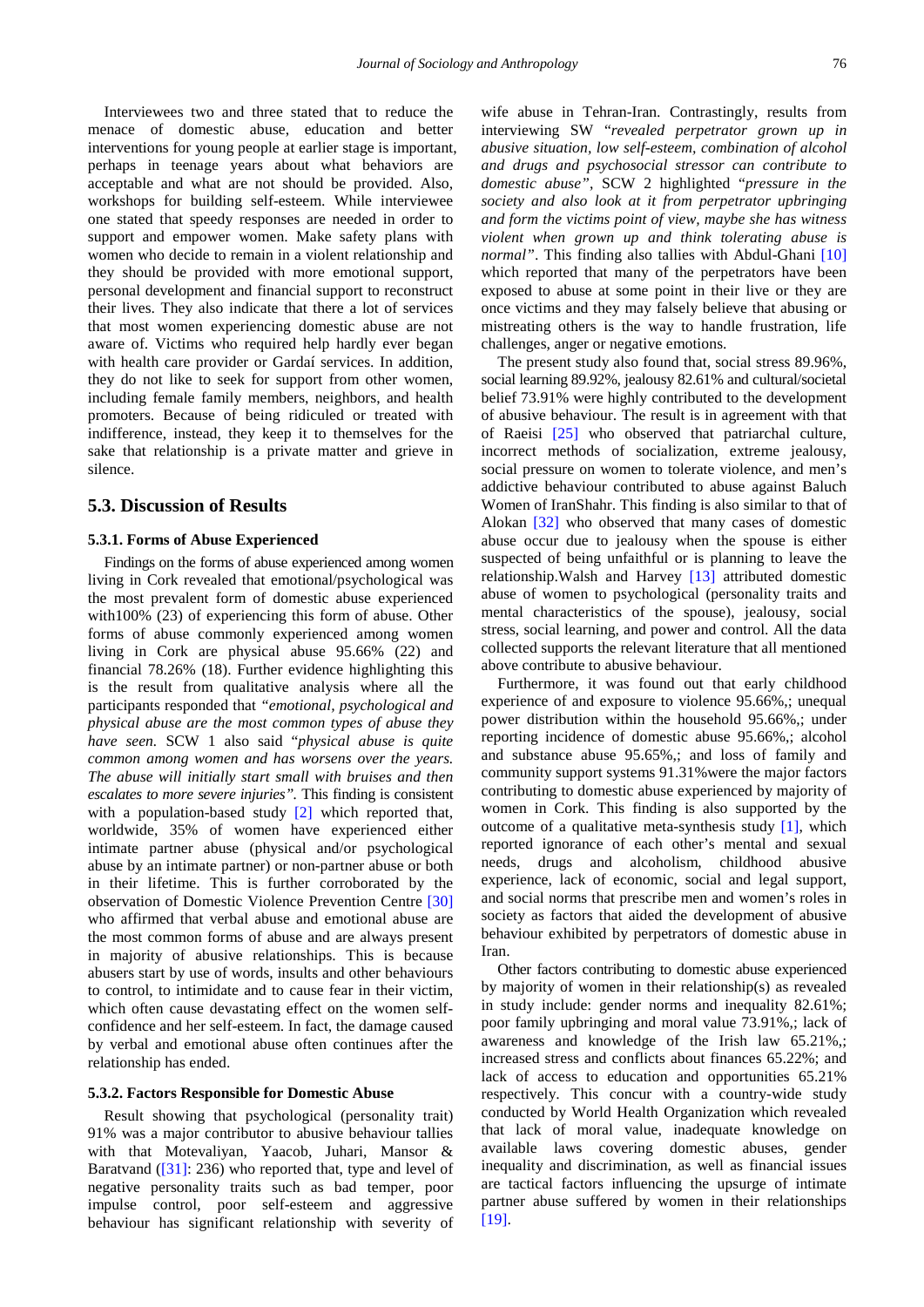Interviewees two and three stated that to reduce the menace of domestic abuse, education and better interventions for young people at earlier stage is important, perhaps in teenage years about what behaviors are acceptable and what are not should be provided. Also, workshops for building self-esteem. While interviewee one stated that speedy responses are needed in order to support and empower women. Make safety plans with women who decide to remain in a violent relationship and they should be provided with more emotional support, personal development and financial support to reconstruct their lives. They also indicate that there a lot of services that most women experiencing domestic abuse are not aware of. Victims who required help hardly ever began with health care provider or Gardaí services. In addition, they do not like to seek for support from other women, including female family members, neighbors, and health promoters. Because of being ridiculed or treated with indifference, instead, they keep it to themselves for the sake that relationship is a private matter and grieve in silence.

## 5.3. Discussion of Results

### 5.3.1. Forms of Abuse Experienced

Findings on the forms of abuse experienced among women living in Cork revealed that emotional/psychological was the most prevalent form of domestic abuse experienced with100% (23) of experiencing this form of abuse. Other forms of abuse commonly experienced among women living in Cork are physical abuse 95.66% (22) and financial 78.26% (18). Further evidence highlighting this is the result from qualitative analysis where all the participants responded that *"emotional, psychological and physical abuse are the most common types of abuse they have seen.* SCW 1 also said *"physical abuse is quite common among women and has worsens over the years. The abuse will initially start small with bruises and then escalates to more severe injuries".* This finding is consistent with a population-based study [2] which reported that, worldwide, 35% of women have experienced either intimate partner abuse (physical and/or psychological abuse by an intimate partner) or non-partner abuse or both in their lifetime. This is further corroborated by the observation of Domestic Violence Prevention Centre [30] who affirmed that verbal abuse and emotional abuse are the most common forms of abuse and are always present in majority of abusive relationships. This is because abusers start by use of words, insults and other behaviours to control, to intimidate and to cause fear in their victim, which often cause devastating effect on the women self-confidence and her self-esteem. In fact, the damage caused by verbal and emotional abuse often continues after the relationship has ended.

### 5.3.2. Factors Responsible for Domestic Abuse

Result showing that psychological (personality trait) 91% was a major contributor to abusive behaviour tallies with that Motevaliyan, Yaacob, Juhari, Mansor & Baratvand ([31]: 236) who reported that, type and level of negative personality traits such as bad temper, poor impulse control, poor self-esteem and aggressive behaviour has significant relationship with severity of wife abuse in Tehran-Iran. Contrastingly, results from interviewing SW *"revealed perpetrator grown up in abusive situation, low self-esteem, combination of alcohol and drugs and psychosocial stressor can contribute to domestic abuse"*, SCW 2 highlighted *"pressure in the society and also look at it from perpetrator upbringing and form the victims point of view, maybe she has witness violent when grown up and think tolerating abuse is normal"*. This finding also tallies with Abdul-Ghani [10] which reported that many of the perpetrators have been exposed to abuse at some point in their live or they are once victims and they may falsely believe that abusing or mistreating others is the way to handle frustration, life challenges, anger or negative emotions.

The present study also found that, social stress 89.96%, social learning 89.92%, jealousy 82.61% and cultural/societal belief 73.91% were highly contributed to the development of abusive behaviour. The result is in agreement with that of Raeisi [25] who observed that patriarchal culture, incorrect methods of socialization, extreme jealousy, social pressure on women to tolerate violence, and men's addictive behaviour contributed to abuse against Baluch Women of IranShahr. This finding is also similar to that of Alokan [32] who observed that many cases of domestic abuse occur due to jealousy when the spouse is either suspected of being unfaithful or is planning to leave the relationship.Walsh and Harvey [13] attributed domestic abuse of women to psychological (personality traits and mental characteristics of the spouse), jealousy, social stress, social learning, and power and control. All the data collected supports the relevant literature that all mentioned above contribute to abusive behaviour.

Furthermore, it was found out that early childhood experience of and exposure to violence 95.66%,; unequal power distribution within the household 95.66%,; under reporting incidence of domestic abuse 95.66%,; alcohol and substance abuse 95.66%,; and loss of family and community support systems 91.31%were the major factors contributing to domestic abuse experienced by majority of women in Cork. This finding is also supported by the outcome of a qualitative meta-synthesis study [1], which reported ignorance of each other's mental and sexual needs, drugs and alcoholism, childhood abusive experience, lack of economic, social and legal support, and social norms that prescribe men and women's roles in society as factors that aided the development of abusive behaviour exhibited by perpetrators of domestic abuse in Iran.

Other factors contributing to domestic abuse experienced by majority of women in their relationship(s) as revealed in study include: gender norms and inequality 82.61%; poor family upbringing and moral value 73.91%,; lack of awareness and knowledge of the Irish law 65.21%,; increased stress and conflicts about finances 65.22%; and lack of access to education and opportunities 65.21% respectively. This concur with a country-wide study conducted by World Health Organization which revealed that lack of moral value, inadequate knowledge on available laws covering domestic abuses, gender inequality and discrimination, as well as financial issues are tactical factors influencing the upsurge of intimate partner abuse suffered by women in their relationships [19].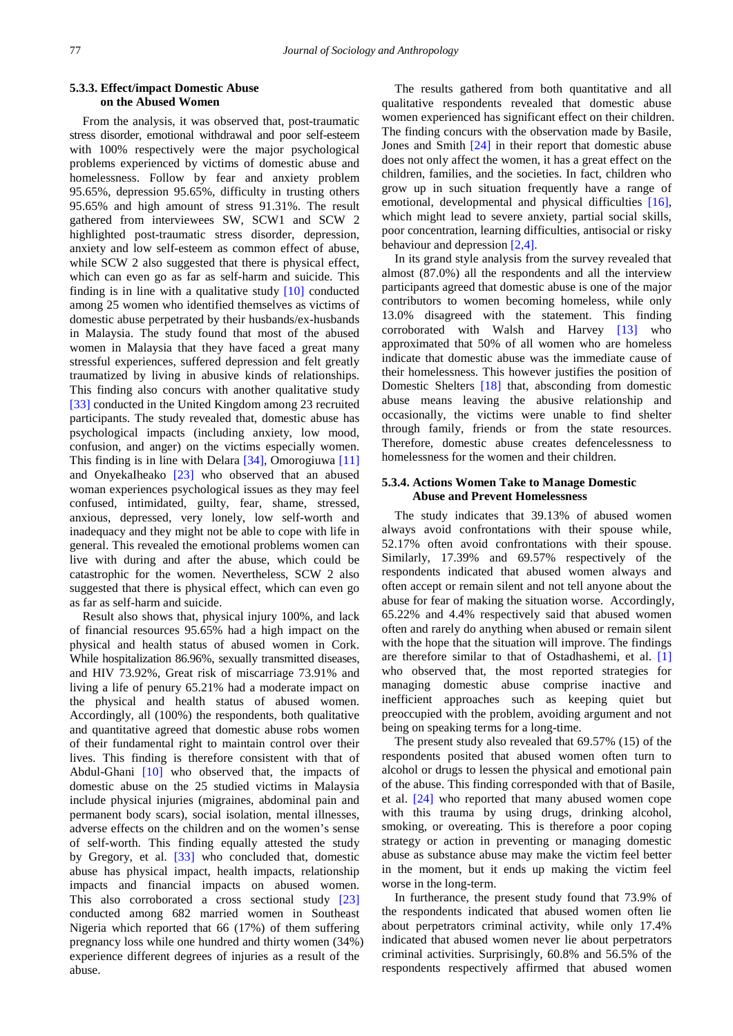### 5.3.3. Effect/impact Domestic Abuse on the Abused Women

From the analysis, it was observed that, post-traumatic stress disorder, emotional withdrawal and poor self-esteem with 100% respectively were the major psychological problems experienced by victims of domestic abuse and homelessness. Follow by fear and anxiety problem 95.65%, depression 95.65%, difficulty in trusting others 95.65% and high amount of stress 91.31%. The result gathered from interviewees SW, SCW1 and SCW 2 highlighted post-traumatic stress disorder, depression, anxiety and low self-esteem as common effect of abuse, while SCW 2 also suggested that there is physical effect, which can even go as far as self-harm and suicide. This finding is in line with a qualitative study [10] conducted among 25 women who identified themselves as victims of domestic abuse perpetrated by their husbands/ex-husbands in Malaysia. The study found that most of the abused women in Malaysia that they have faced a great many stressful experiences, suffered depression and felt greatly traumatized by living in abusive kinds of relationships. This finding also concurs with another qualitative study [33] conducted in the United Kingdom among 23 recruited participants. The study revealed that, domestic abuse has psychological impacts (including anxiety, low mood, confusion, and anger) on the victims especially women. This finding is in line with Delara [34], Omorogiuwa [11] and OnyekaIheako [23] who observed that an abused woman experiences psychological issues as they may feel confused, intimidated, guilty, fear, shame, stressed, anxious, depressed, very lonely, low self-worth and inadequacy and they might not be able to cope with life in general. This revealed the emotional problems women can live with during and after the abuse, which could be catastrophic for the women. Nevertheless, SCW 2 also suggested that there is physical effect, which can even go as far as self-harm and suicide.

Result also shows that, physical injury 100%, and lack of financial resources 95.65% had a high impact on the physical and health status of abused women in Cork. While hospitalization 86.96%, sexually transmitted diseases, and HIV 73.92%, Great risk of miscarriage 73.91% and living a life of penury 65.21% had a moderate impact on the physical and health status of abused women. Accordingly, all (100%) the respondents, both qualitative and quantitative agreed that domestic abuse robs women of their fundamental right to maintain control over their lives. This finding is therefore consistent with that of Abdul-Ghani [10] who observed that, the impacts of domestic abuse on the 25 studied victims in Malaysia include physical injuries (migraines, abdominal pain and permanent body scars), social isolation, mental illnesses, adverse effects on the children and on the women's sense of self-worth. This finding equally attested the study by Gregory, et al. [33] who concluded that, domestic abuse has physical impact, health impacts, relationship impacts and financial impacts on abused women. This also corroborated a cross sectional study [23] conducted among 682 married women in Southeast Nigeria which reported that 66 (17%) of them suffering pregnancy loss while one hundred and thirty women (34%) experience different degrees of injuries as a result of the abuse.

The results gathered from both quantitative and all qualitative respondents revealed that domestic abuse women experienced has significant effect on their children. The finding concurs with the observation made by Basile, Jones and Smith [24] in their report that domestic abuse does not only affect the women, it has a great effect on the children, families, and the societies. In fact, children who grow up in such situation frequently have a range of emotional, developmental and physical difficulties [16], which might lead to severe anxiety, partial social skills, poor concentration, learning difficulties, antisocial or risky behaviour and depression [2,4].

In its grand style analysis from the survey revealed that almost (87.0%) all the respondents and all the interview participants agreed that domestic abuse is one of the major contributors to women becoming homeless, while only 13.0% disagreed with the statement. This finding corroborated with Walsh and Harvey [13] who approximated that 50% of all women who are homeless indicate that domestic abuse was the immediate cause of their homelessness. This however justifies the position of Domestic Shelters [18] that, absconding from domestic abuse means leaving the abusive relationship and occasionally, the victims were unable to find shelter through family, friends or from the state resources. Therefore, domestic abuse creates defencelessness to homelessness for the women and their children.

### 5.3.4. Actions Women Take to Manage Domestic Abuse and Prevent Homelessness

The study indicates that 39.13% of abused women always avoid confrontations with their spouse while, 52.17% often avoid confrontations with their spouse. Similarly, 17.39% and 69.57% respectively of the respondents indicated that abused women always and often accept or remain silent and not tell anyone about the abuse for fear of making the situation worse. Accordingly, 65.22% and 4.4% respectively said that abused women often and rarely do anything when abused or remain silent with the hope that the situation will improve. The findings are therefore similar to that of Ostadhashemi, et al. [1] who observed that, the most reported strategies for managing domestic abuse comprise inactive and inefficient approaches such as keeping quiet but preoccupied with the problem, avoiding argument and not being on speaking terms for a long-time.

The present study also revealed that 69.57% (15) of the respondents posited that abused women often turn to alcohol or drugs to lessen the physical and emotional pain of the abuse. This finding corresponded with that of Basile, et al. [24] who reported that many abused women cope with this trauma by using drugs, drinking alcohol, smoking, or overeating. This is therefore a poor coping strategy or action in preventing or managing domestic abuse as substance abuse may make the victim feel better in the moment, but it ends up making the victim feel worse in the long-term.

In furtherance, the present study found that 73.9% of the respondents indicated that abused women often lie about perpetrators criminal activity, while only 17.4% indicated that abused women never lie about perpetrators criminal activities. Surprisingly, 60.8% and 56.5% of the respondents respectively affirmed that abused women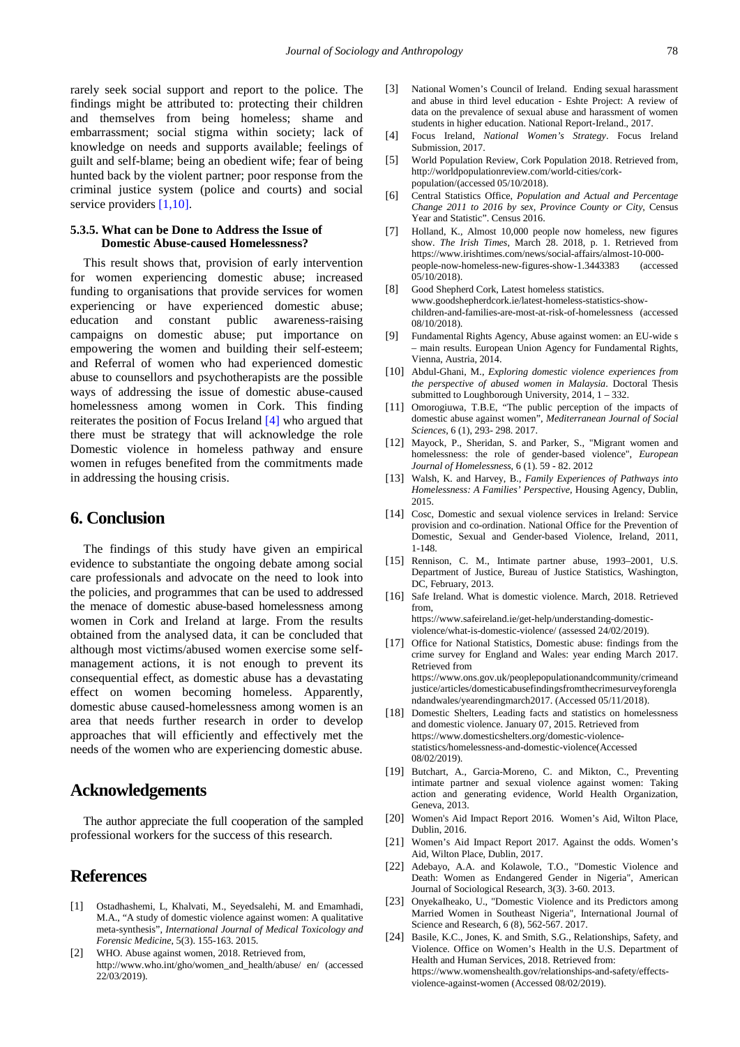rarely seek social support and report to the police. The findings might be attributed to: protecting their children and themselves from being homeless; shame and embarrassment; social stigma within society; lack of knowledge on needs and supports available; feelings of guilt and self-blame; being an obedient wife; fear of being hunted back by the violent partner; poor response from the criminal justice system (police and courts) and social service providers [1,10].

#### 5.3.5. What can be Done to Address the Issue of Domestic Abuse-caused Homelessness?

This result shows that, provision of early intervention for women experiencing domestic abuse; increased funding to organisations that provide services for women experiencing or have experienced domestic abuse; education and constant public awareness-raising campaigns on domestic abuse; put importance on empowering the women and building their self-esteem; and Referral of women who had experienced domestic abuse to counsellors and psychotherapists are the possible ways of addressing the issue of domestic abuse-caused homelessness among women in Cork. This finding reiterates the position of Focus Ireland [4] who argued that there must be strategy that will acknowledge the role Domestic violence in homeless pathway and ensure women in refuges benefited from the commitments made in addressing the housing crisis.

## 6. Conclusion

The findings of this study have given an empirical evidence to substantiate the ongoing debate among social care professionals and advocate on the need to look into the policies, and programmes that can be used to addressed the menace of domestic abuse-based homelessness among women in Cork and Ireland at large. From the results obtained from the analysed data, it can be concluded that although most victims/abused women exercise some self-management actions, it is not enough to prevent its consequential effect, as domestic abuse has a devastating effect on women becoming homeless. Apparently, domestic abuse caused-homelessness among women is an area that needs further research in order to develop approaches that will efficiently and effectively met the needs of the women who are experiencing domestic abuse.

## Acknowledgements

The author appreciate the full cooperation of the sampled professional workers for the success of this research.

## References

[1] Ostadhashemi, L, Khalvati, M., Seyedsalehi, M. and Emamhadi, M.A., "A study of domestic violence against women: A qualitative meta-synthesis", *International Journal of Medical Toxicology and Forensic Medicine*, 5(3). 155-163. 2015.

[2] WHO. Abuse against women, 2018. Retrieved from, http://www.who.int/gho/women_and_health/abuse/ en/ (accessed 22/03/2019).

[3] National Women's Council of Ireland. Ending sexual harassment and abuse in third level education - Eshte Project: A review of data on the prevalence of sexual abuse and harassment of women students in higher education. National Report-Ireland., 2017.

[4] Focus Ireland, *National Women's Strategy*. Focus Ireland Submission, 2017.

[5] World Population Review, Cork Population 2018. Retrieved from, http://worldpopulationreview.com/world-cities/cork-population/(accessed 05/10/2018).

[6] Central Statistics Office, *Population and Actual and Percentage Change 2011 to 2016 by sex, Province County or City*, Census Year and Statistic". Census 2016.

[7] Holland, K., Almost 10,000 people now homeless, new figures show. *The Irish Times*, March 28. 2018, p. 1. Retrieved from https://www.irishtimes.com/news/social-affairs/almost-10-000-people-now-homeless-new-figures-show-1.3443383 (accessed 05/10/2018).

[8] Good Shepherd Cork, Latest homeless statistics. www.goodshepherdcork.ie/latest-homeless-statistics-show-children-and-families-are-most-at-risk-of-homelessness (accessed 08/10/2018).

[9] Fundamental Rights Agency, Abuse against women: an EU-wide s – main results. European Union Agency for Fundamental Rights, Vienna, Austria, 2014.

[10] Abdul-Ghani, M., *Exploring domestic violence experiences from the perspective of abused women in Malaysia*. Doctoral Thesis submitted to Loughborough University, 2014, 1 – 332.

[11] Omorogiuwa, T.B.E, "The public perception of the impacts of domestic abuse against women", *Mediterranean Journal of Social Sciences*, 6 (1), 293- 298. 2017.

[12] Mayock, P., Sheridan, S. and Parker, S., "Migrant women and homelessness: the role of gender-based violence", *European Journal of Homelessness*, 6 (1). 59 - 82. 2012

[13] Walsh, K. and Harvey, B., *Family Experiences of Pathways into Homelessness: A Families' Perspective*, Housing Agency, Dublin, 2015.

[14] Cosc, Domestic and sexual violence services in Ireland: Service provision and co-ordination. National Office for the Prevention of Domestic, Sexual and Gender-based Violence, Ireland, 2011, 1-148.

[15] Rennison, C. M., Intimate partner abuse, 1993–2001, U.S. Department of Justice, Bureau of Justice Statistics, Washington, DC, February, 2013.

[16] Safe Ireland. What is domestic violence. March, 2018. Retrieved from, https://www.safeireland.ie/get-help/understanding-domestic-violence/what-is-domestic-violence/ (assessed 24/02/2019).

[17] Office for National Statistics, Domestic abuse: findings from the crime survey for England and Wales: year ending March 2017. Retrieved from https://www.ons.gov.uk/peoplepopulationandcommunity/crimeandjustice/articles/domesticabusefindingsfromthecrimesurveyforenglandandwales/yearendingmarch2017. (Accessed 05/11/2018).

[18] Domestic Shelters, Leading facts and statistics on homelessness and domestic violence. January 07, 2015. Retrieved from https://www.domesticshelters.org/domestic-violence-statistics/homelessness-and-domestic-violence(Accessed 08/02/2019).

[19] Butchart, A., Garcia-Moreno, C. and Mikton, C., Preventing intimate partner and sexual violence against women: Taking action and generating evidence, World Health Organization, Geneva, 2013.

[20] Women's Aid Impact Report 2016. Women's Aid, Wilton Place, Dublin, 2016.

[21] Women's Aid Impact Report 2017. Against the odds. Women's Aid, Wilton Place, Dublin, 2017.

[22] Adebayo, A.A. and Kolawole, T.O., "Domestic Violence and Death: Women as Endangered Gender in Nigeria", American Journal of Sociological Research, 3(3). 3-60. 2013.

[23] OnyekaIheako, U., "Domestic Violence and its Predictors among Married Women in Southeast Nigeria", International Journal of Science and Research, 6 (8), 562-567. 2017.

[24] Basile, K.C., Jones, K. and Smith, S.G., Relationships, Safety, and Violence. Office on Women's Health in the U.S. Department of Health and Human Services, 2018. Retrieved from: https://www.womenshealth.gov/relationships-and-safety/effects-violence-against-women (Accessed 08/02/2019).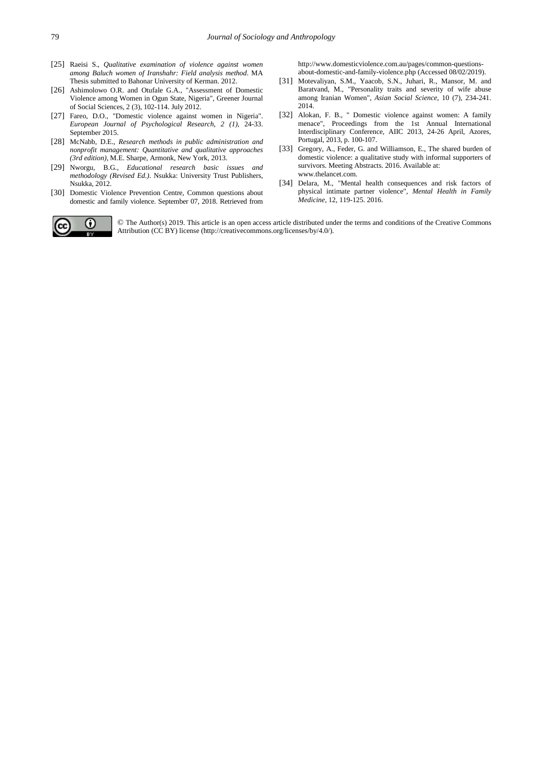[25] Raeisi S., *Qualitative examination of violence against women among Baluch women of Iranshahr: Field analysis method*. MA Thesis submitted to Bahonar University of Kerman. 2012.

[26] Ashimolowo O.R. and Otufale G.A., "Assessment of Domestic Violence among Women in Ogun State, Nigeria", Greener Journal of Social Sciences, 2 (3), 102-114. July 2012.

[27] Fareo, D.O., "Domestic violence against women in Nigeria". *European Journal of Psychological Research, 2 (1)*, 24-33. September 2015.

[28] McNabb, D.E., *Research methods in public administration and nonprofit management: Quantitative and qualitative approaches (3rd edition)*, M.E. Sharpe, Armonk, New York, 2013.

[29] Nworgu, B.G., *Educational research basic issues and methodology (Revised Ed.)*. Nsukka: University Trust Publishers, Nsukka, 2012.

[30] Domestic Violence Prevention Centre, Common questions about domestic and family violence. September 07, 2018. Retrieved from http://www.domesticviolence.com.au/pages/common-questions-about-domestic-and-family-violence.php (Accessed 08/02/2019).

[31] Motevaliyan, S.M., Yaacob, S.N., Juhari, R., Mansor, M. and Baratvand, M., "Personality traits and severity of wife abuse among Iranian Women", *Asian Social Science*, 10 (7), 234-241. 2014.

[32] Alokan, F. B., " Domestic violence against women: A family menace", Proceedings from the 1st Annual International Interdisciplinary Conference, AIIC 2013, 24-26 April, Azores, Portugal, 2013, p. 100-107.

[33] Gregory, A., Feder, G. and Williamson, E., The shared burden of domestic violence: a qualitative study with informal supporters of survivors. Meeting Abstracts. 2016. Available at: www.thelancet.com.

[34] Delara, M., "Mental health consequences and risk factors of physical intimate partner violence", *Mental Health in Family Medicine*, 12, 119-125. 2016.

© The Author(s) 2019. This article is an open access article distributed under the terms and conditions of the Creative Commons Attribution (CC BY) license (http://creativecommons.org/licenses/by/4.0/).